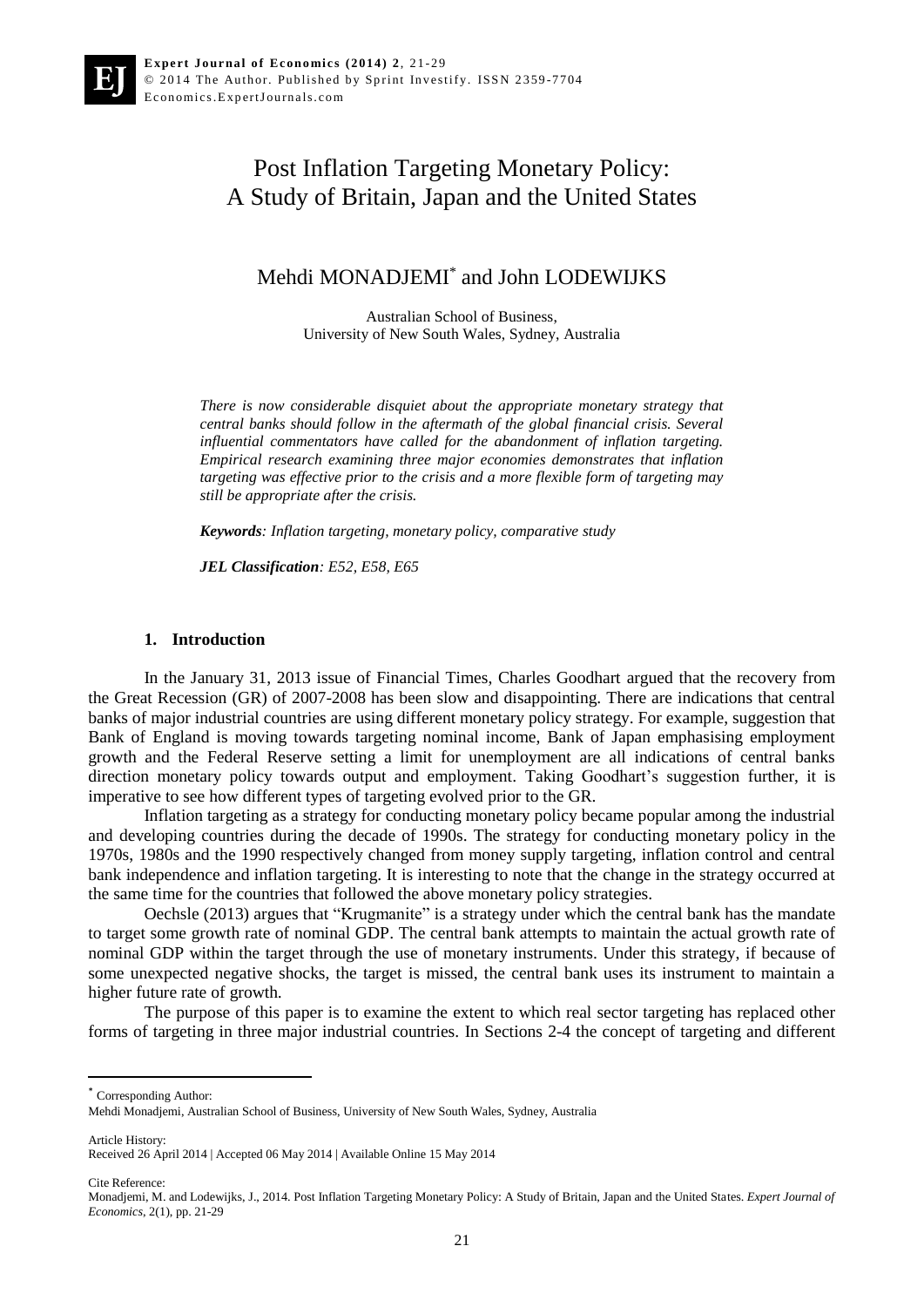# Post Inflation Targeting Monetary Policy: A Study of Britain, Japan and the United States

## Mehdi MONADJEMI* and John LODEWIJKS

Australian School of Business,
University of New South Wales, Sydney, Australia

*There is now considerable disquiet about the appropriate monetary strategy that central banks should follow in the aftermath of the global financial crisis. Several influential commentators have called for the abandonment of inflation targeting. Empirical research examining three major economies demonstrates that inflation targeting was effective prior to the crisis and a more flexible form of targeting may still be appropriate after the crisis.*

***Keywords****: Inflation targeting, monetary policy, comparative study*

***JEL Classification****: E52, E58, E65*

### 1. Introduction

In the January 31, 2013 issue of Financial Times, Charles Goodhart argued that the recovery from the Great Recession (GR) of 2007-2008 has been slow and disappointing. There are indications that central banks of major industrial countries are using different monetary policy strategy. For example, suggestion that Bank of England is moving towards targeting nominal income, Bank of Japan emphasising employment growth and the Federal Reserve setting a limit for unemployment are all indications of central banks direction monetary policy towards output and employment. Taking Goodhart's suggestion further, it is imperative to see how different types of targeting evolved prior to the GR.

Inflation targeting as a strategy for conducting monetary policy became popular among the industrial and developing countries during the decade of 1990s. The strategy for conducting monetary policy in the 1970s, 1980s and the 1990 respectively changed from money supply targeting, inflation control and central bank independence and inflation targeting. It is interesting to note that the change in the strategy occurred at the same time for the countries that followed the above monetary policy strategies.

Oechsle (2013) argues that "Krugmanite" is a strategy under which the central bank has the mandate to target some growth rate of nominal GDP. The central bank attempts to maintain the actual growth rate of nominal GDP within the target through the use of monetary instruments. Under this strategy, if because of some unexpected negative shocks, the target is missed, the central bank uses its instrument to maintain a higher future rate of growth.

The purpose of this paper is to examine the extent to which real sector targeting has replaced other forms of targeting in three major industrial countries. In Sections 2-4 the concept of targeting and different

---

* Corresponding Author:
Mehdi Monadjemi, Australian School of Business, University of New South Wales, Sydney, Australia

Article History:
Received 26 April 2014 | Accepted 06 May 2014 | Available Online 15 May 2014

Cite Reference:
Monadjemi, M. and Lodewijks, J., 2014. Post Inflation Targeting Monetary Policy: A Study of Britain, Japan and the United States. *Expert Journal of Economics*, 2(1), pp. 21-29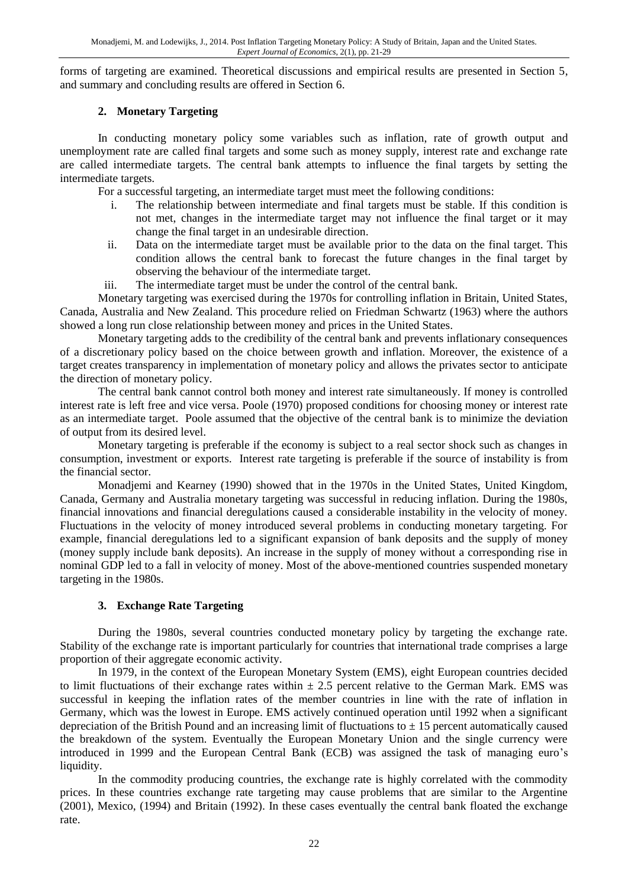forms of targeting are examined. Theoretical discussions and empirical results are presented in Section 5, and summary and concluding results are offered in Section 6.

## 2. Monetary Targeting

In conducting monetary policy some variables such as inflation, rate of growth output and unemployment rate are called final targets and some such as money supply, interest rate and exchange rate are called intermediate targets. The central bank attempts to influence the final targets by setting the intermediate targets.

For a successful targeting, an intermediate target must meet the following conditions:

i. The relationship between intermediate and final targets must be stable. If this condition is not met, changes in the intermediate target may not influence the final target or it may change the final target in an undesirable direction.
ii. Data on the intermediate target must be available prior to the data on the final target. This condition allows the central bank to forecast the future changes in the final target by observing the behaviour of the intermediate target.
iii. The intermediate target must be under the control of the central bank.

Monetary targeting was exercised during the 1970s for controlling inflation in Britain, United States, Canada, Australia and New Zealand. This procedure relied on Friedman Schwartz (1963) where the authors showed a long run close relationship between money and prices in the United States.

Monetary targeting adds to the credibility of the central bank and prevents inflationary consequences of a discretionary policy based on the choice between growth and inflation. Moreover, the existence of a target creates transparency in implementation of monetary policy and allows the privates sector to anticipate the direction of monetary policy.

The central bank cannot control both money and interest rate simultaneously. If money is controlled interest rate is left free and vice versa. Poole (1970) proposed conditions for choosing money or interest rate as an intermediate target. Poole assumed that the objective of the central bank is to minimize the deviation of output from its desired level.

Monetary targeting is preferable if the economy is subject to a real sector shock such as changes in consumption, investment or exports. Interest rate targeting is preferable if the source of instability is from the financial sector.

Monadjemi and Kearney (1990) showed that in the 1970s in the United States, United Kingdom, Canada, Germany and Australia monetary targeting was successful in reducing inflation. During the 1980s, financial innovations and financial deregulations caused a considerable instability in the velocity of money. Fluctuations in the velocity of money introduced several problems in conducting monetary targeting. For example, financial deregulations led to a significant expansion of bank deposits and the supply of money (money supply include bank deposits). An increase in the supply of money without a corresponding rise in nominal GDP led to a fall in velocity of money. Most of the above-mentioned countries suspended monetary targeting in the 1980s.

## 3. Exchange Rate Targeting

During the 1980s, several countries conducted monetary policy by targeting the exchange rate. Stability of the exchange rate is important particularly for countries that international trade comprises a large proportion of their aggregate economic activity.

In 1979, in the context of the European Monetary System (EMS), eight European countries decided to limit fluctuations of their exchange rates within $\pm$ 2.5 percent relative to the German Mark. EMS was successful in keeping the inflation rates of the member countries in line with the rate of inflation in Germany, which was the lowest in Europe. EMS actively continued operation until 1992 when a significant depreciation of the British Pound and an increasing limit of fluctuations to $\pm$ 15 percent automatically caused the breakdown of the system. Eventually the European Monetary Union and the single currency were introduced in 1999 and the European Central Bank (ECB) was assigned the task of managing euro's liquidity.

In the commodity producing countries, the exchange rate is highly correlated with the commodity prices. In these countries exchange rate targeting may cause problems that are similar to the Argentine (2001), Mexico, (1994) and Britain (1992). In these cases eventually the central bank floated the exchange rate.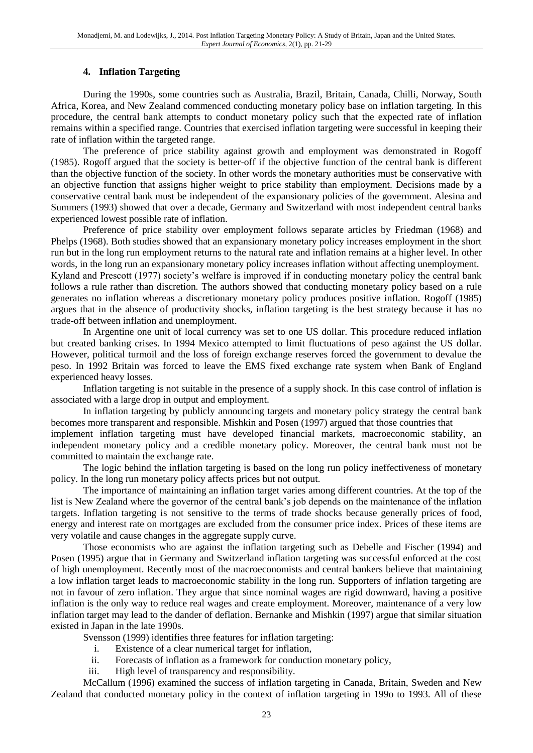### 4. Inflation Targeting

During the 1990s, some countries such as Australia, Brazil, Britain, Canada, Chilli, Norway, South Africa, Korea, and New Zealand commenced conducting monetary policy base on inflation targeting. In this procedure, the central bank attempts to conduct monetary policy such that the expected rate of inflation remains within a specified range. Countries that exercised inflation targeting were successful in keeping their rate of inflation within the targeted range.

The preference of price stability against growth and employment was demonstrated in Rogoff (1985). Rogoff argued that the society is better-off if the objective function of the central bank is different than the objective function of the society. In other words the monetary authorities must be conservative with an objective function that assigns higher weight to price stability than employment. Decisions made by a conservative central bank must be independent of the expansionary policies of the government. Alesina and Summers (1993) showed that over a decade, Germany and Switzerland with most independent central banks experienced lowest possible rate of inflation.

Preference of price stability over employment follows separate articles by Friedman (1968) and Phelps (1968). Both studies showed that an expansionary monetary policy increases employment in the short run but in the long run employment returns to the natural rate and inflation remains at a higher level. In other words, in the long run an expansionary monetary policy increases inflation without affecting unemployment. Kyland and Prescott (1977) society's welfare is improved if in conducting monetary policy the central bank follows a rule rather than discretion. The authors showed that conducting monetary policy based on a rule generates no inflation whereas a discretionary monetary policy produces positive inflation. Rogoff (1985) argues that in the absence of productivity shocks, inflation targeting is the best strategy because it has no trade-off between inflation and unemployment.

In Argentine one unit of local currency was set to one US dollar. This procedure reduced inflation but created banking crises. In 1994 Mexico attempted to limit fluctuations of peso against the US dollar. However, political turmoil and the loss of foreign exchange reserves forced the government to devalue the peso. In 1992 Britain was forced to leave the EMS fixed exchange rate system when Bank of England experienced heavy losses.

Inflation targeting is not suitable in the presence of a supply shock. In this case control of inflation is associated with a large drop in output and employment.

In inflation targeting by publicly announcing targets and monetary policy strategy the central bank becomes more transparent and responsible. Mishkin and Posen (1997) argued that those countries that implement inflation targeting must have developed financial markets, macroeconomic stability, an independent monetary policy and a credible monetary policy. Moreover, the central bank must not be committed to maintain the exchange rate.

The logic behind the inflation targeting is based on the long run policy ineffectiveness of monetary policy. In the long run monetary policy affects prices but not output.

The importance of maintaining an inflation target varies among different countries. At the top of the list is New Zealand where the governor of the central bank's job depends on the maintenance of the inflation targets. Inflation targeting is not sensitive to the terms of trade shocks because generally prices of food, energy and interest rate on mortgages are excluded from the consumer price index. Prices of these items are very volatile and cause changes in the aggregate supply curve.

Those economists who are against the inflation targeting such as Debelle and Fischer (1994) and Posen (1995) argue that in Germany and Switzerland inflation targeting was successful enforced at the cost of high unemployment. Recently most of the macroeconomists and central bankers believe that maintaining a low inflation target leads to macroeconomic stability in the long run. Supporters of inflation targeting are not in favour of zero inflation. They argue that since nominal wages are rigid downward, having a positive inflation is the only way to reduce real wages and create employment. Moreover, maintenance of a very low inflation target may lead to the dander of deflation. Bernanke and Mishkin (1997) argue that similar situation existed in Japan in the late 1990s.

Svensson (1999) identifies three features for inflation targeting:

i. Existence of a clear numerical target for inflation,
ii. Forecasts of inflation as a framework for conduction monetary policy,
iii. High level of transparency and responsibility.

McCallum (1996) examined the success of inflation targeting in Canada, Britain, Sweden and New Zealand that conducted monetary policy in the context of inflation targeting in 199o to 1993. All of these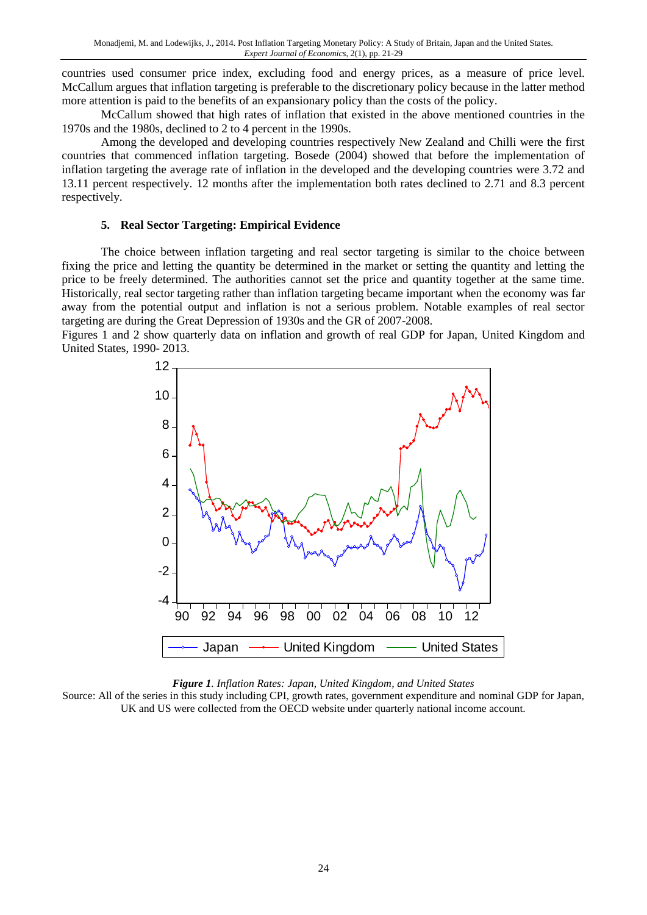countries used consumer price index, excluding food and energy prices, as a measure of price level. McCallum argues that inflation targeting is preferable to the discretionary policy because in the latter method more attention is paid to the benefits of an expansionary policy than the costs of the policy.

McCallum showed that high rates of inflation that existed in the above mentioned countries in the 1970s and the 1980s, declined to 2 to 4 percent in the 1990s.

Among the developed and developing countries respectively New Zealand and Chilli were the first countries that commenced inflation targeting. Bosede (2004) showed that before the implementation of inflation targeting the average rate of inflation in the developed and the developing countries were 3.72 and 13.11 percent respectively. 12 months after the implementation both rates declined to 2.71 and 8.3 percent respectively.

## 5. Real Sector Targeting: Empirical Evidence

The choice between inflation targeting and real sector targeting is similar to the choice between fixing the price and letting the quantity be determined in the market or setting the quantity and letting the price to be freely determined. The authorities cannot set the price and quantity together at the same time. Historically, real sector targeting rather than inflation targeting became important when the economy was far away from the potential output and inflation is not a serious problem. Notable examples of real sector targeting are during the Great Depression of 1930s and the GR of 2007-2008.

Figures 1 and 2 show quarterly data on inflation and growth of real GDP for Japan, United Kingdom and United States, 1990- 2013.

***Figure 1**. Inflation Rates: Japan, United Kingdom, and United States*

Source: All of the series in this study including CPI, growth rates, government expenditure and nominal GDP for Japan, UK and US were collected from the OECD website under quarterly national income account.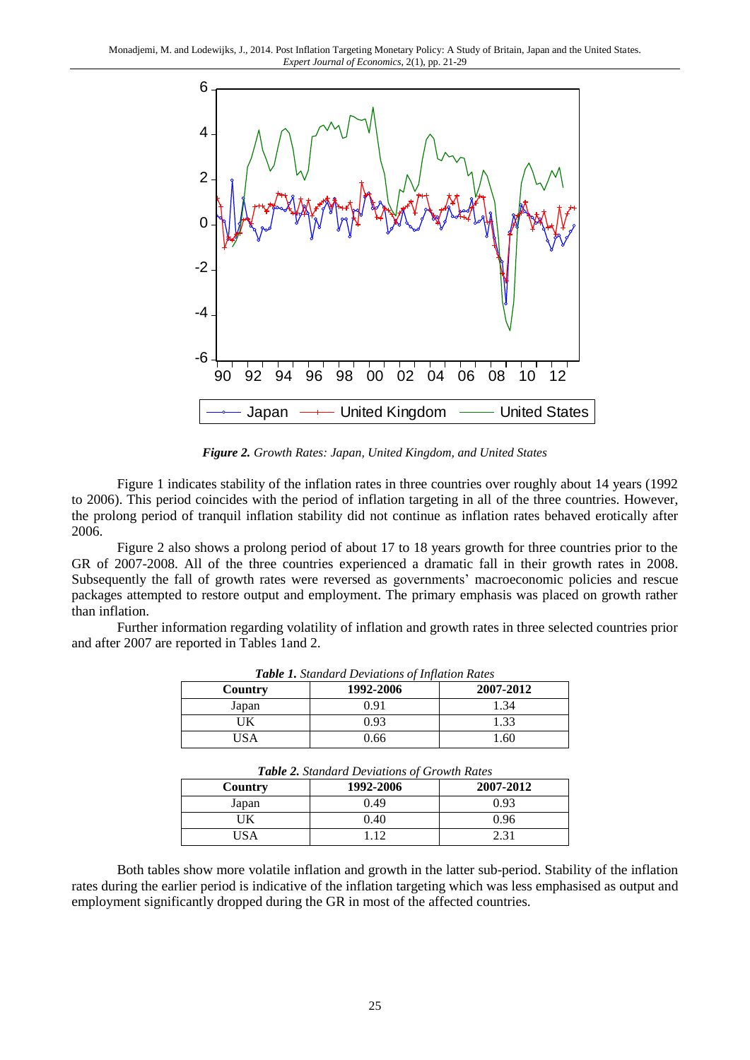*Figure 2. Growth Rates: Japan, United Kingdom, and United States*

Figure 1 indicates stability of the inflation rates in three countries over roughly about 14 years (1992 to 2006). This period coincides with the period of inflation targeting in all of the three countries. However, the prolong period of tranquil inflation stability did not continue as inflation rates behaved erotically after 2006.

Figure 2 also shows a prolong period of about 17 to 18 years growth for three countries prior to the GR of 2007-2008. All of the three countries experienced a dramatic fall in their growth rates in 2008. Subsequently the fall of growth rates were reversed as governments' macroeconomic policies and rescue packages attempted to restore output and employment. The primary emphasis was placed on growth rather than inflation.

Further information regarding volatility of inflation and growth rates in three selected countries prior and after 2007 are reported in Tables 1and 2.

***Table 1.** Standard Deviations of Inflation Rates*

| Country | 1992-2006 | 2007-2012 |
|---|---|---|
| Japan | 0.91 | 1.34 |
| UK | 0.93 | 1.33 |
| USA | 0.66 | 1.60 |

***Table 2.** Standard Deviations of Growth Rates*

| Country | 1992-2006 | 2007-2012 |
|---|---|---|
| Japan | 0.49 | 0.93 |
| UK | 0.40 | 0.96 |
| USA | 1.12 | 2.31 |

Both tables show more volatile inflation and growth in the latter sub-period. Stability of the inflation rates during the earlier period is indicative of the inflation targeting which was less emphasised as output and employment significantly dropped during the GR in most of the affected countries.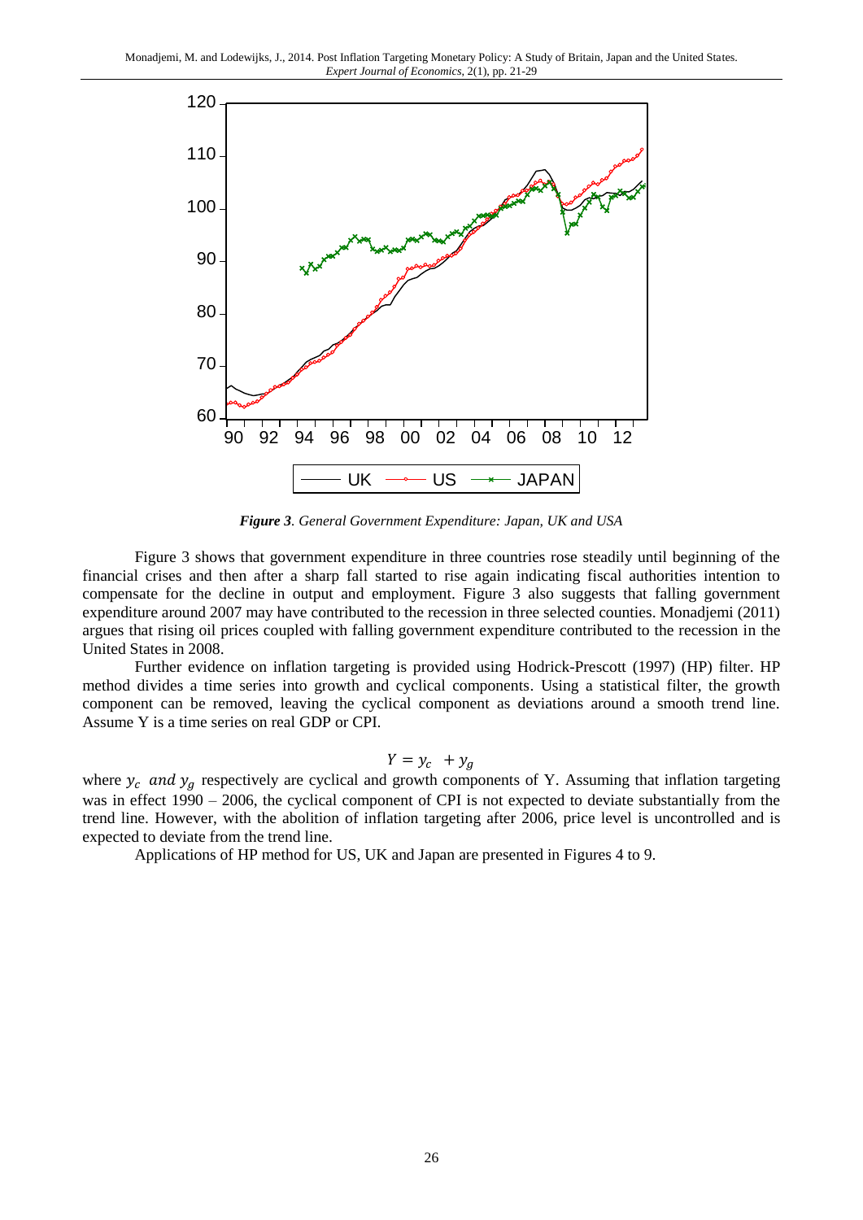*Figure 3. General Government Expenditure: Japan, UK and USA*

Figure 3 shows that government expenditure in three countries rose steadily until beginning of the financial crises and then after a sharp fall started to rise again indicating fiscal authorities intention to compensate for the decline in output and employment. Figure 3 also suggests that falling government expenditure around 2007 may have contributed to the recession in three selected counties. Monadjemi (2011) argues that rising oil prices coupled with falling government expenditure contributed to the recession in the United States in 2008.

Further evidence on inflation targeting is provided using Hodrick-Prescott (1997) (HP) filter. HP method divides a time series into growth and cyclical components. Using a statistical filter, the growth component can be removed, leaving the cyclical component as deviations around a smooth trend line. Assume Y is a time series on real GDP or CPI.

$$Y = y_c + y_g$$

where $y_c$ *and* $y_g$ respectively are cyclical and growth components of Y. Assuming that inflation targeting was in effect 1990 – 2006, the cyclical component of CPI is not expected to deviate substantially from the trend line. However, with the abolition of inflation targeting after 2006, price level is uncontrolled and is expected to deviate from the trend line.

Applications of HP method for US, UK and Japan are presented in Figures 4 to 9.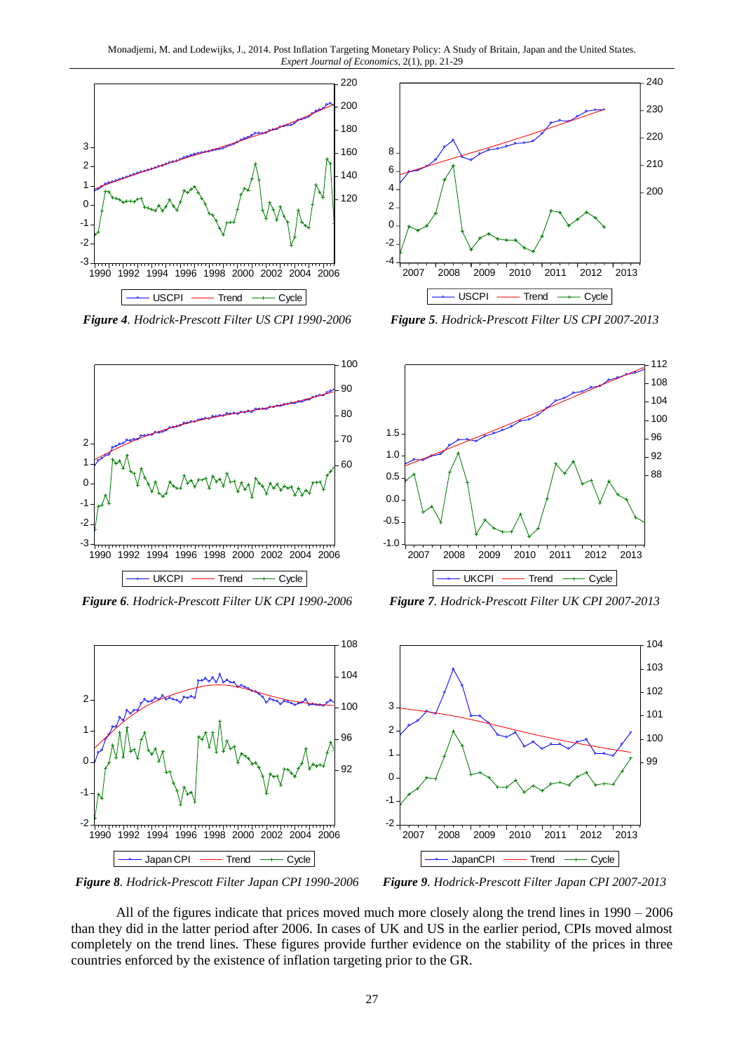*Figure 4. Hodrick-Prescott Filter US CPI 1990-2006*

*Figure 5. Hodrick-Prescott Filter US CPI 2007-2013*

*Figure 6. Hodrick-Prescott Filter UK CPI 1990-2006*

*Figure 7. Hodrick-Prescott Filter UK CPI 2007-2013*

*Figure 8. Hodrick-Prescott Filter Japan CPI 1990-2006*

*Figure 9. Hodrick-Prescott Filter Japan CPI 2007-2013*

All of the figures indicate that prices moved much more closely along the trend lines in 1990 – 2006 than they did in the latter period after 2006. In cases of UK and US in the earlier period, CPIs moved almost completely on the trend lines. These figures provide further evidence on the stability of the prices in three countries enforced by the existence of inflation targeting prior to the GR.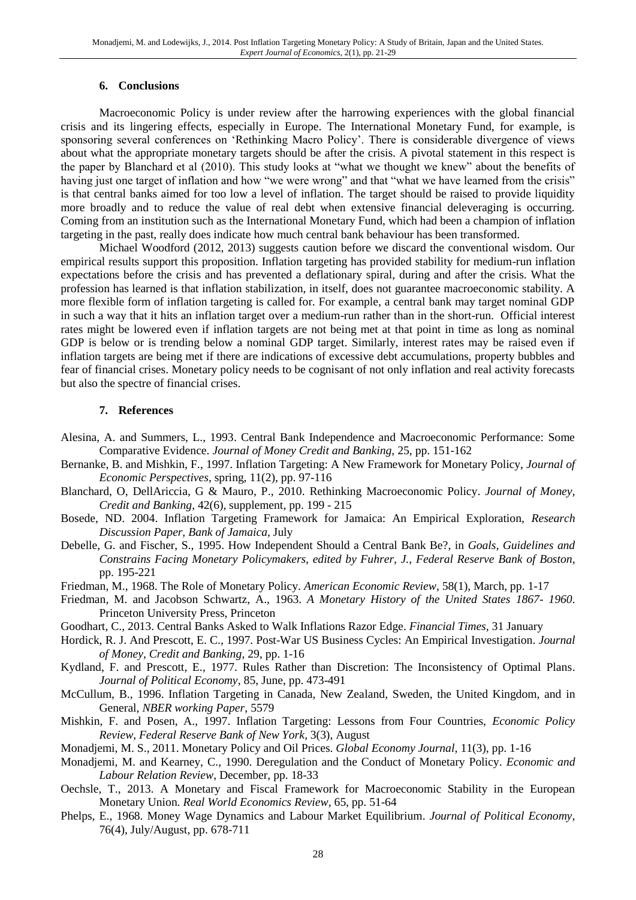## 6. Conclusions

Macroeconomic Policy is under review after the harrowing experiences with the global financial crisis and its lingering effects, especially in Europe. The International Monetary Fund, for example, is sponsoring several conferences on 'Rethinking Macro Policy'. There is considerable divergence of views about what the appropriate monetary targets should be after the crisis. A pivotal statement in this respect is the paper by Blanchard et al (2010). This study looks at "what we thought we knew" about the benefits of having just one target of inflation and how "we were wrong" and that "what we have learned from the crisis" is that central banks aimed for too low a level of inflation. The target should be raised to provide liquidity more broadly and to reduce the value of real debt when extensive financial deleveraging is occurring. Coming from an institution such as the International Monetary Fund, which had been a champion of inflation targeting in the past, really does indicate how much central bank behaviour has been transformed.

Michael Woodford (2012, 2013) suggests caution before we discard the conventional wisdom. Our empirical results support this proposition. Inflation targeting has provided stability for medium-run inflation expectations before the crisis and has prevented a deflationary spiral, during and after the crisis. What the profession has learned is that inflation stabilization, in itself, does not guarantee macroeconomic stability. A more flexible form of inflation targeting is called for. For example, a central bank may target nominal GDP in such a way that it hits an inflation target over a medium-run rather than in the short-run. Official interest rates might be lowered even if inflation targets are not being met at that point in time as long as nominal GDP is below or is trending below a nominal GDP target. Similarly, interest rates may be raised even if inflation targets are being met if there are indications of excessive debt accumulations, property bubbles and fear of financial crises. Monetary policy needs to be cognisant of not only inflation and real activity forecasts but also the spectre of financial crises.

## 7. References

Alesina, A. and Summers, L., 1993. Central Bank Independence and Macroeconomic Performance: Some Comparative Evidence. *Journal of Money Credit and Banking*, 25, pp. 151-162

Bernanke, B. and Mishkin, F., 1997. Inflation Targeting: A New Framework for Monetary Policy, *Journal of Economic Perspectives*, spring, 11(2), pp. 97-116

Blanchard, O, DellAriccia, G & Mauro, P., 2010. Rethinking Macroeconomic Policy. *Journal of Money, Credit and Banking*, 42(6), supplement, pp. 199 - 215

Bosede, ND. 2004. Inflation Targeting Framework for Jamaica: An Empirical Exploration, *Research Discussion Paper, Bank of Jamaica*, July

Debelle, G. and Fischer, S., 1995. How Independent Should a Central Bank Be?, in *Goals, Guidelines and Constrains Facing Monetary Policymakers, edited by Fuhrer, J., Federal Reserve Bank of Boston*, pp. 195-221

Friedman, M., 1968. The Role of Monetary Policy. *American Economic Review*, 58(1), March, pp. 1-17

Friedman, M. and Jacobson Schwartz, A., 1963. *A Monetary History of the United States 1867- 1960*. Princeton University Press, Princeton

Goodhart, C., 2013. Central Banks Asked to Walk Inflations Razor Edge. *Financial Times*, 31 January

Hordick, R. J. And Prescott, E. C., 1997. Post-War US Business Cycles: An Empirical Investigation. *Journal of Money, Credit and Banking*, 29, pp. 1-16

Kydland, F. and Prescott, E., 1977. Rules Rather than Discretion: The Inconsistency of Optimal Plans. *Journal of Political Economy*, 85, June, pp. 473-491

McCullum, B., 1996. Inflation Targeting in Canada, New Zealand, Sweden, the United Kingdom, and in General, *NBER working Paper*, 5579

Mishkin, F. and Posen, A., 1997. Inflation Targeting: Lessons from Four Countries, *Economic Policy Review, Federal Reserve Bank of New York*, 3(3), August

Monadjemi, M. S., 2011. Monetary Policy and Oil Prices. *Global Economy Journal*, 11(3), pp. 1-16

Monadjemi, M. and Kearney, C., 1990. Deregulation and the Conduct of Monetary Policy. *Economic and Labour Relation Review*, December, pp. 18-33

Oechsle, T., 2013. A Monetary and Fiscal Framework for Macroeconomic Stability in the European Monetary Union. *Real World Economics Review*, 65, pp. 51-64

Phelps, E., 1968. Money Wage Dynamics and Labour Market Equilibrium. *Journal of Political Economy*, 76(4), July/August, pp. 678-711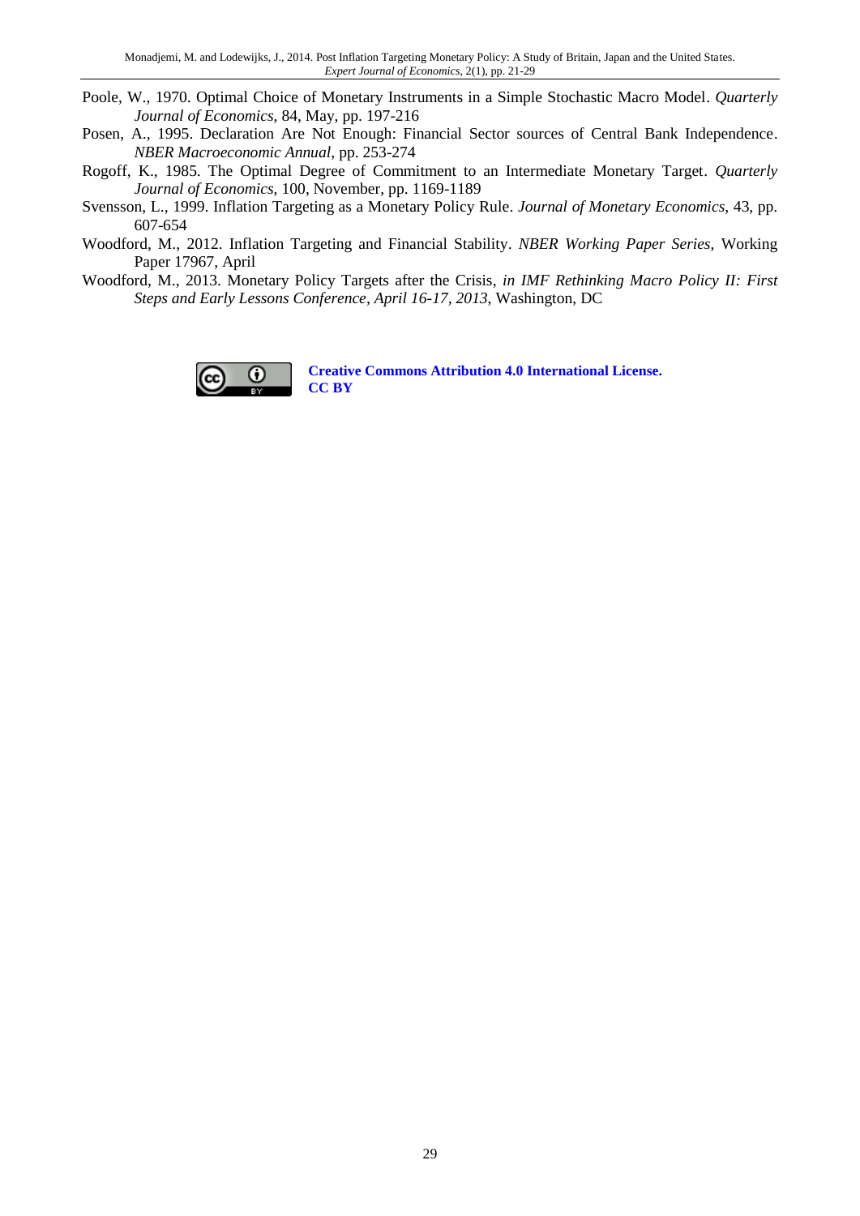Poole, W., 1970. Optimal Choice of Monetary Instruments in a Simple Stochastic Macro Model. *Quarterly Journal of Economics*, 84, May, pp. 197-216

Posen, A., 1995. Declaration Are Not Enough: Financial Sector sources of Central Bank Independence. *NBER Macroeconomic Annual*, pp. 253-274

Rogoff, K., 1985. The Optimal Degree of Commitment to an Intermediate Monetary Target. *Quarterly Journal of Economics*, 100, November, pp. 1169-1189

Svensson, L., 1999. Inflation Targeting as a Monetary Policy Rule. *Journal of Monetary Economics*, 43, pp. 607-654

Woodford, M., 2012. Inflation Targeting and Financial Stability. *NBER Working Paper Series*, Working Paper 17967, April

Woodford, M., 2013. Monetary Policy Targets after the Crisis, *in IMF Rethinking Macro Policy II: First Steps and Early Lessons Conference, April 16-17, 2013*, Washington, DC

**Creative Commons Attribution 4.0 International License.**
**CC BY**